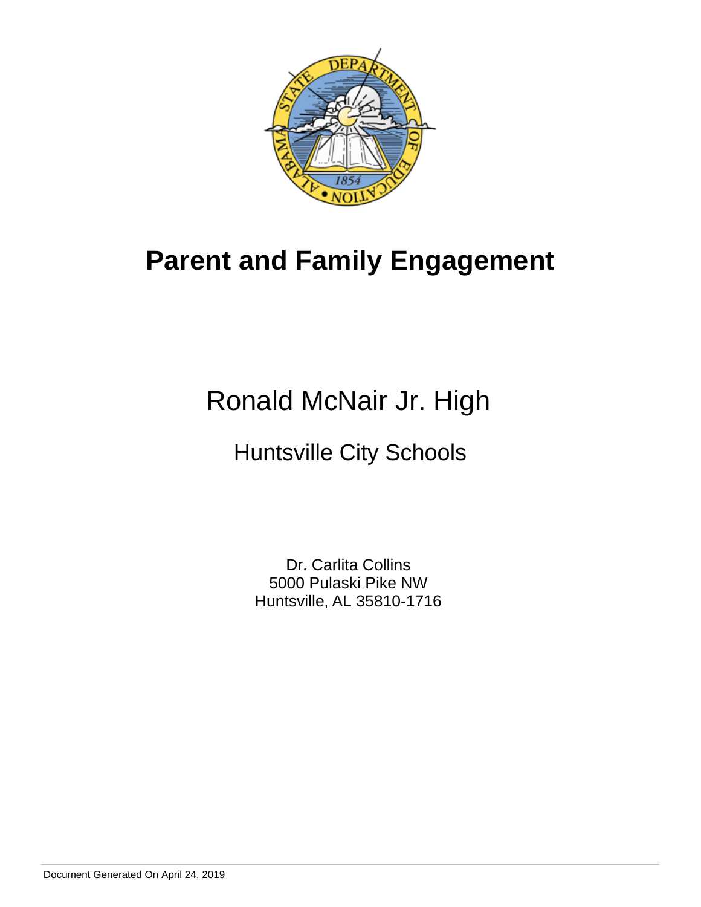# Parent and Family Engagement

## Ronald McNair Jr. High

### Huntsville City Schools

Dr. Carlita Collins
5000 Pulaski Pike NW
Huntsville, AL 35810-1716

Document Generated On April 24, 2019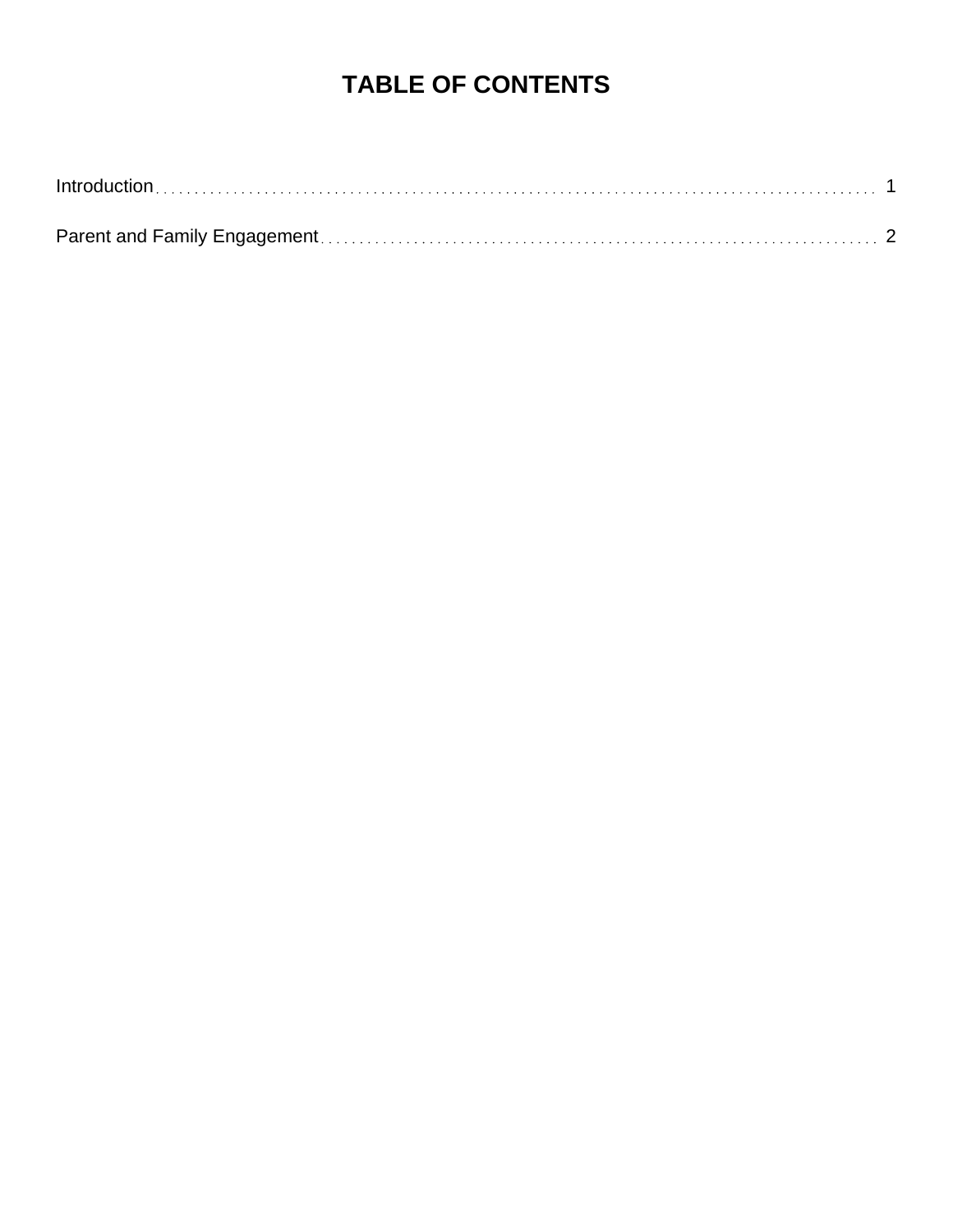# TABLE OF CONTENTS

Introduction . . . . . . . . . . . . . . . . . . . . . . . . . . . . . . . . . . . . . . . . . . . . . . . . . . . . . . . . . . . . . . . . . . 1

Parent and Family Engagement . . . . . . . . . . . . . . . . . . . . . . . . . . . . . . . . . . . . . . . . . . . . . . . . . 2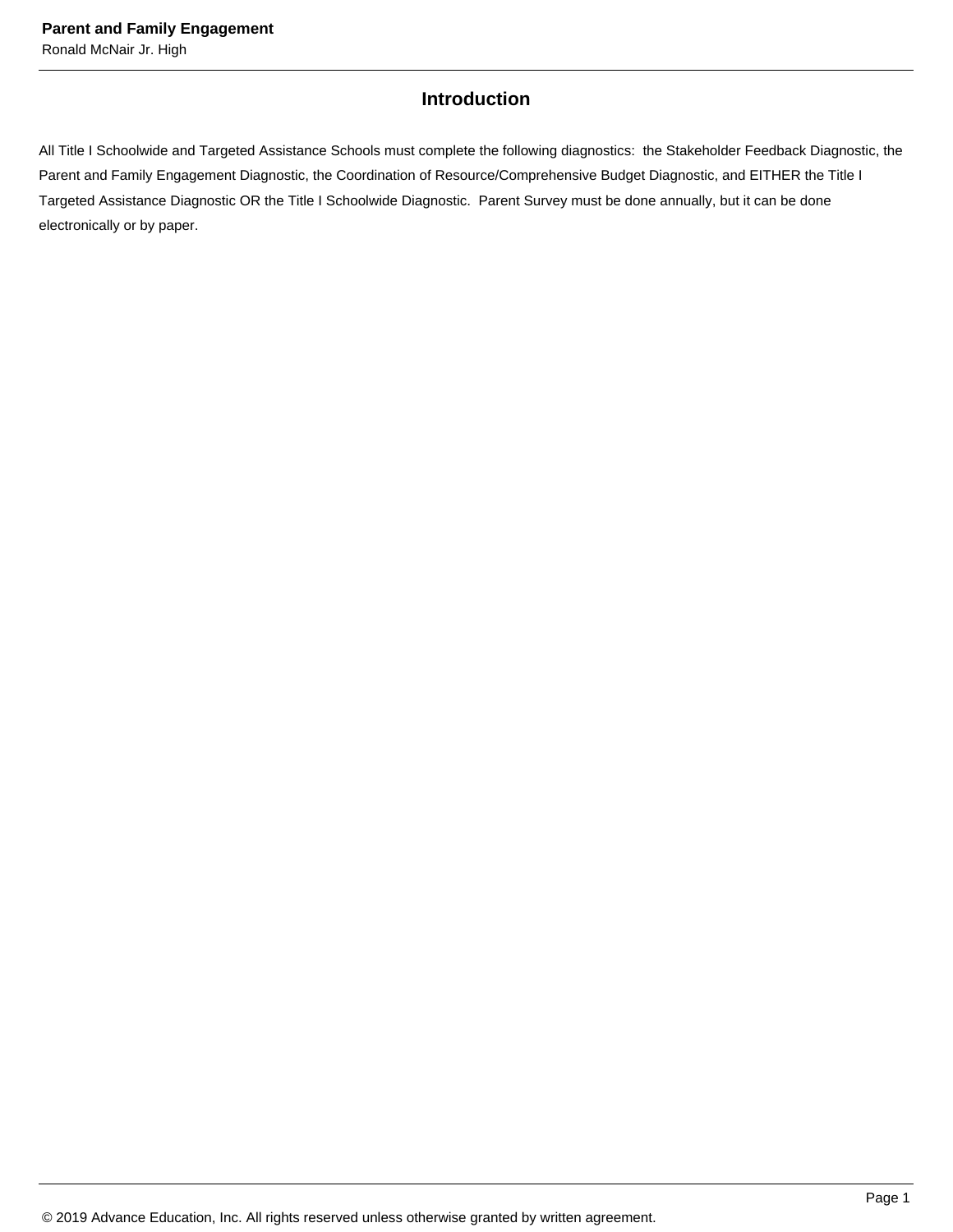## Introduction

All Title I Schoolwide and Targeted Assistance Schools must complete the following diagnostics: the Stakeholder Feedback Diagnostic, the Parent and Family Engagement Diagnostic, the Coordination of Resource/Comprehensive Budget Diagnostic, and EITHER the Title I Targeted Assistance Diagnostic OR the Title I Schoolwide Diagnostic. Parent Survey must be done annually, but it can be done electronically or by paper.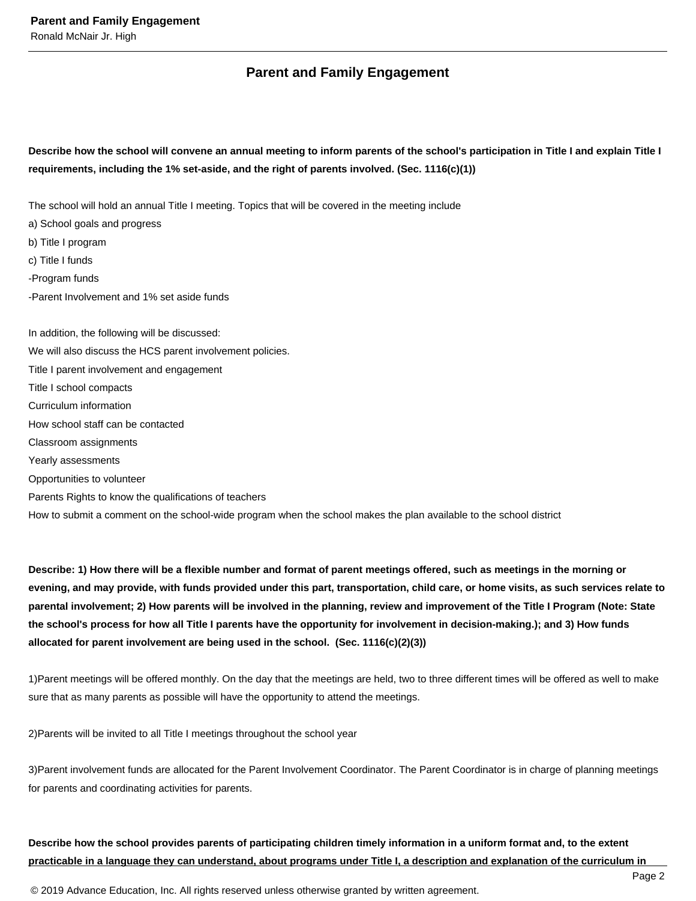## Parent and Family Engagement

**Describe how the school will convene an annual meeting to inform parents of the school's participation in Title I and explain Title I requirements, including the 1% set-aside, and the right of parents involved. (Sec. 1116(c)(1))**

The school will hold an annual Title I meeting. Topics that will be covered in the meeting include

a) School goals and progress
b) Title I program
c) Title I funds
-Program funds
-Parent Involvement and 1% set aside funds

In addition, the following will be discussed:
We will also discuss the HCS parent involvement policies.
Title I parent involvement and engagement
Title I school compacts
Curriculum information
How school staff can be contacted
Classroom assignments
Yearly assessments
Opportunities to volunteer
Parents Rights to know the qualifications of teachers
How to submit a comment on the school-wide program when the school makes the plan available to the school district

**Describe: 1) How there will be a flexible number and format of parent meetings offered, such as meetings in the morning or evening, and may provide, with funds provided under this part, transportation, child care, or home visits, as such services relate to parental involvement; 2) How parents will be involved in the planning, review and improvement of the Title I Program (Note: State the school's process for how all Title I parents have the opportunity for involvement in decision-making.); and 3) How funds allocated for parent involvement are being used in the school. (Sec. 1116(c)(2)(3))**

1)Parent meetings will be offered monthly. On the day that the meetings are held, two to three different times will be offered as well to make sure that as many parents as possible will have the opportunity to attend the meetings.

2)Parents will be invited to all Title I meetings throughout the school year

3)Parent involvement funds are allocated for the Parent Involvement Coordinator. The Parent Coordinator is in charge of planning meetings for parents and coordinating activities for parents.

**Describe how the school provides parents of participating children timely information in a uniform format and, to the extent practicable in a language they can understand, about programs under Title I, a description and explanation of the curriculum in**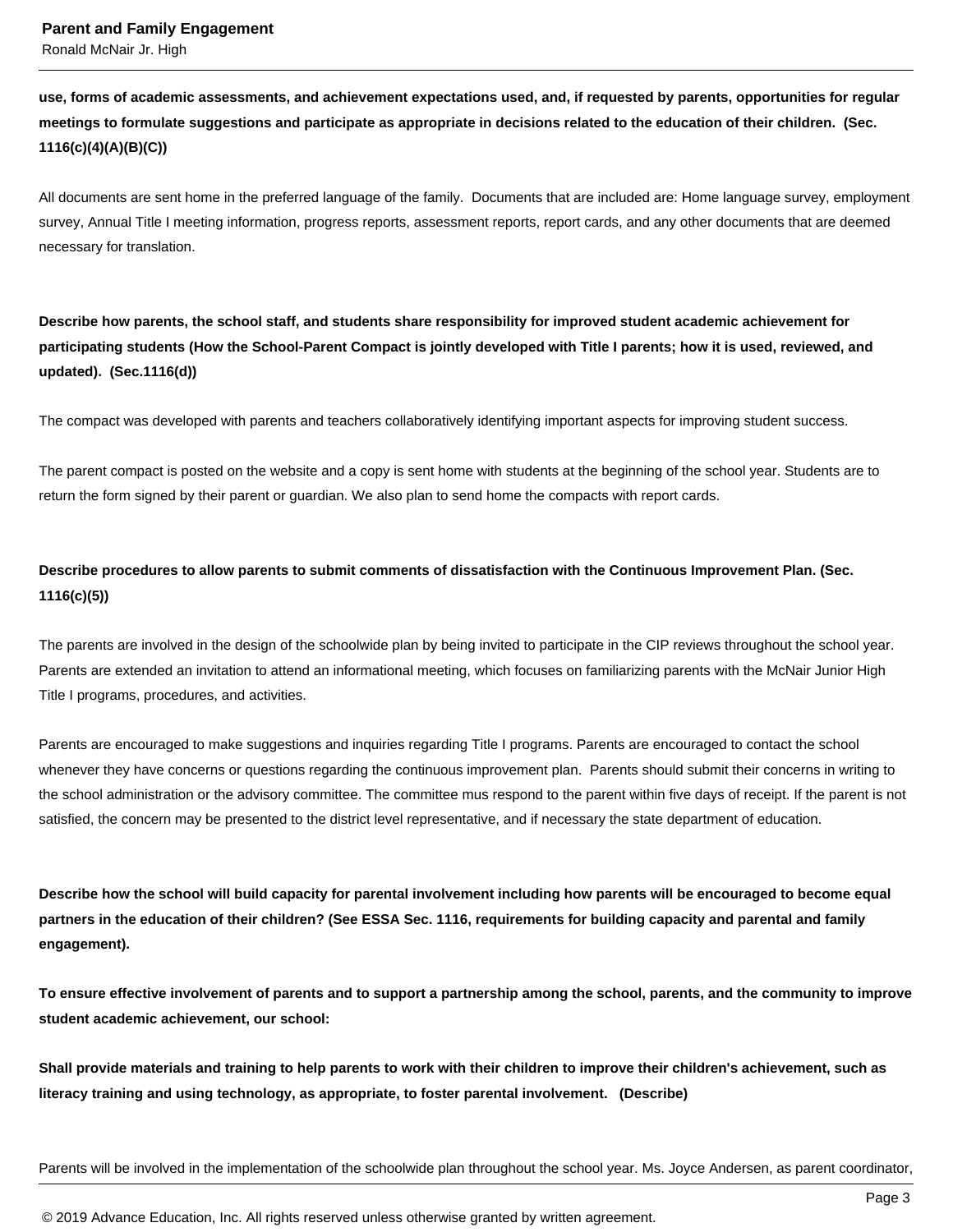**use, forms of academic assessments, and achievement expectations used, and, if requested by parents, opportunities for regular meetings to formulate suggestions and participate as appropriate in decisions related to the education of their children. (Sec. 1116(c)(4)(A)(B)(C))**

All documents are sent home in the preferred language of the family. Documents that are included are: Home language survey, employment survey, Annual Title I meeting information, progress reports, assessment reports, report cards, and any other documents that are deemed necessary for translation.

**Describe how parents, the school staff, and students share responsibility for improved student academic achievement for participating students (How the School-Parent Compact is jointly developed with Title I parents; how it is used, reviewed, and updated). (Sec.1116(d))**

The compact was developed with parents and teachers collaboratively identifying important aspects for improving student success.

The parent compact is posted on the website and a copy is sent home with students at the beginning of the school year. Students are to return the form signed by their parent or guardian. We also plan to send home the compacts with report cards.

**Describe procedures to allow parents to submit comments of dissatisfaction with the Continuous Improvement Plan. (Sec. 1116(c)(5))**

The parents are involved in the design of the schoolwide plan by being invited to participate in the CIP reviews throughout the school year. Parents are extended an invitation to attend an informational meeting, which focuses on familiarizing parents with the McNair Junior High Title I programs, procedures, and activities.

Parents are encouraged to make suggestions and inquiries regarding Title I programs. Parents are encouraged to contact the school whenever they have concerns or questions regarding the continuous improvement plan. Parents should submit their concerns in writing to the school administration or the advisory committee. The committee mus respond to the parent within five days of receipt. If the parent is not satisfied, the concern may be presented to the district level representative, and if necessary the state department of education.

**Describe how the school will build capacity for parental involvement including how parents will be encouraged to become equal partners in the education of their children? (See ESSA Sec. 1116, requirements for building capacity and parental and family engagement).**

**To ensure effective involvement of parents and to support a partnership among the school, parents, and the community to improve student academic achievement, our school:**

**Shall provide materials and training to help parents to work with their children to improve their children's achievement, such as literacy training and using technology, as appropriate, to foster parental involvement. (Describe)**

Parents will be involved in the implementation of the schoolwide plan throughout the school year. Ms. Joyce Andersen, as parent coordinator,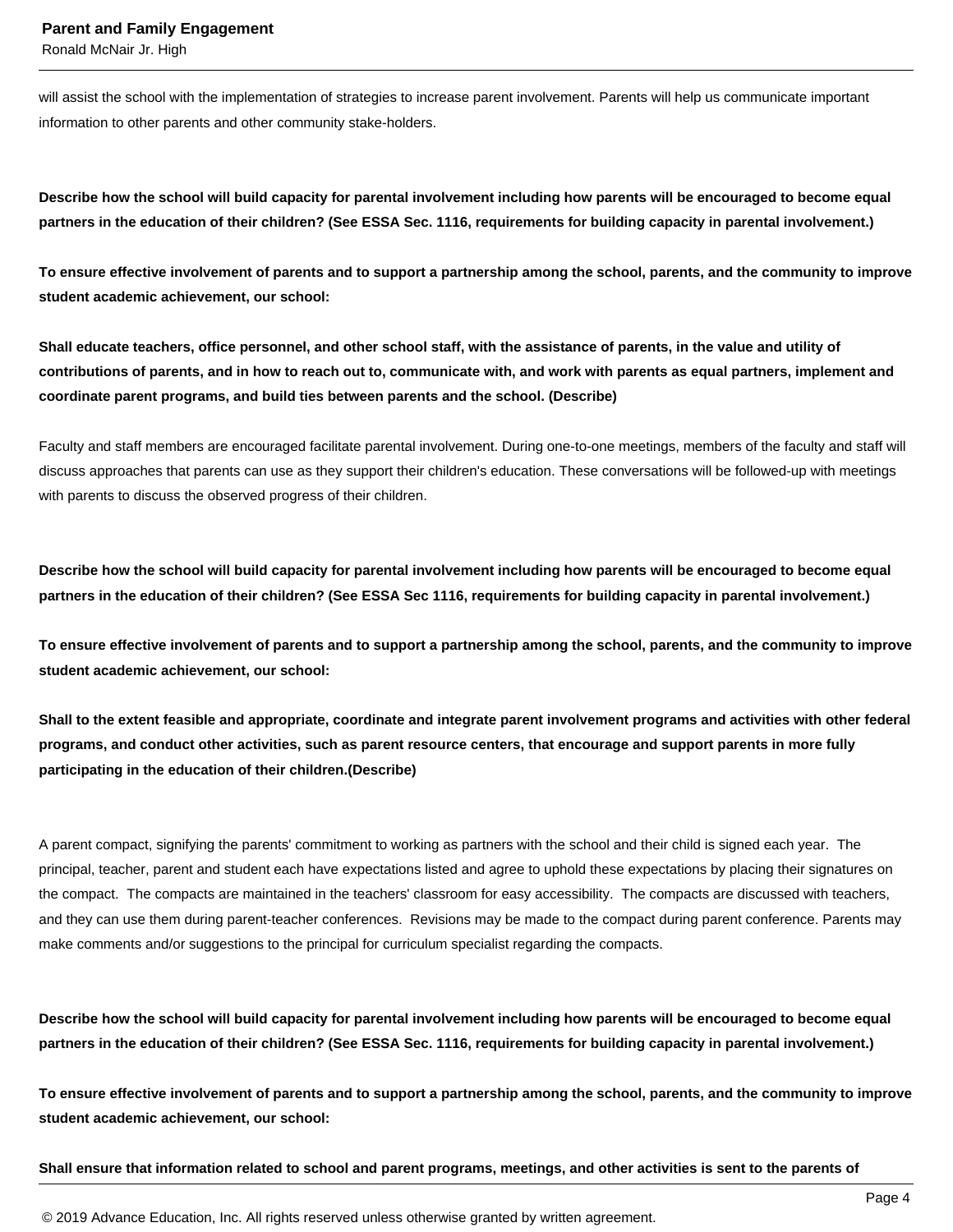will assist the school with the implementation of strategies to increase parent involvement. Parents will help us communicate important information to other parents and other community stake-holders.

**Describe how the school will build capacity for parental involvement including how parents will be encouraged to become equal partners in the education of their children? (See ESSA Sec. 1116, requirements for building capacity in parental involvement.)**

**To ensure effective involvement of parents and to support a partnership among the school, parents, and the community to improve student academic achievement, our school:**

**Shall educate teachers, office personnel, and other school staff, with the assistance of parents, in the value and utility of contributions of parents, and in how to reach out to, communicate with, and work with parents as equal partners, implement and coordinate parent programs, and build ties between parents and the school. (Describe)**

Faculty and staff members are encouraged facilitate parental involvement. During one-to-one meetings, members of the faculty and staff will discuss approaches that parents can use as they support their children's education. These conversations will be followed-up with meetings with parents to discuss the observed progress of their children.

**Describe how the school will build capacity for parental involvement including how parents will be encouraged to become equal partners in the education of their children? (See ESSA Sec 1116, requirements for building capacity in parental involvement.)**

**To ensure effective involvement of parents and to support a partnership among the school, parents, and the community to improve student academic achievement, our school:**

**Shall to the extent feasible and appropriate, coordinate and integrate parent involvement programs and activities with other federal programs, and conduct other activities, such as parent resource centers, that encourage and support parents in more fully participating in the education of their children.(Describe)**

A parent compact, signifying the parents' commitment to working as partners with the school and their child is signed each year. The principal, teacher, parent and student each have expectations listed and agree to uphold these expectations by placing their signatures on the compact. The compacts are maintained in the teachers' classroom for easy accessibility. The compacts are discussed with teachers, and they can use them during parent-teacher conferences. Revisions may be made to the compact during parent conference. Parents may make comments and/or suggestions to the principal for curriculum specialist regarding the compacts.

**Describe how the school will build capacity for parental involvement including how parents will be encouraged to become equal partners in the education of their children? (See ESSA Sec. 1116, requirements for building capacity in parental involvement.)**

**To ensure effective involvement of parents and to support a partnership among the school, parents, and the community to improve student academic achievement, our school:**

**Shall ensure that information related to school and parent programs, meetings, and other activities is sent to the parents of**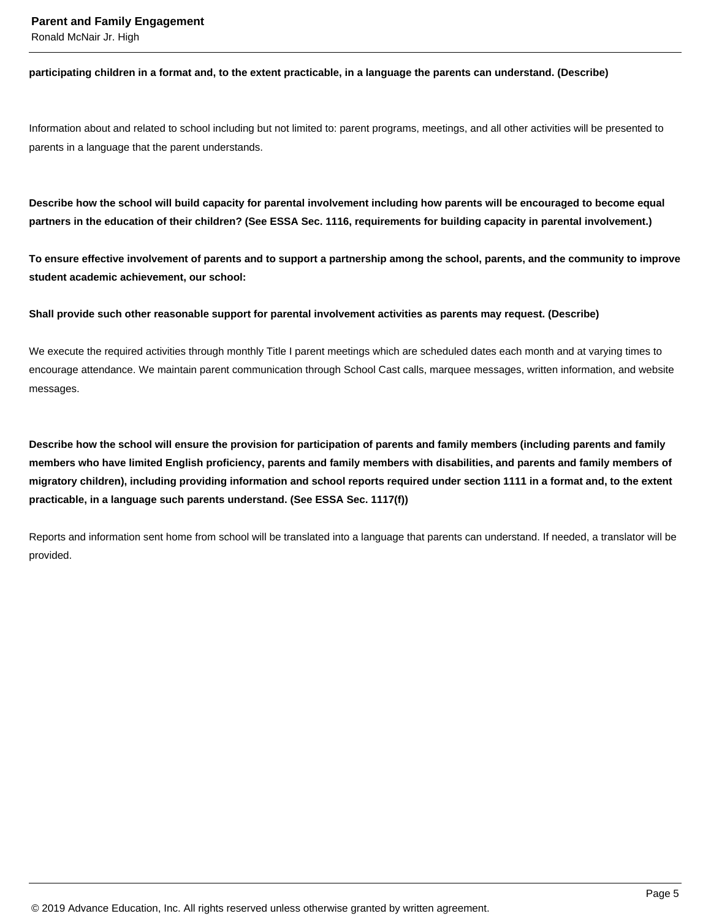**participating children in a format and, to the extent practicable, in a language the parents can understand. (Describe)**

Information about and related to school including but not limited to: parent programs, meetings, and all other activities will be presented to parents in a language that the parent understands.

**Describe how the school will build capacity for parental involvement including how parents will be encouraged to become equal partners in the education of their children? (See ESSA Sec. 1116, requirements for building capacity in parental involvement.)**

**To ensure effective involvement of parents and to support a partnership among the school, parents, and the community to improve student academic achievement, our school:**

**Shall provide such other reasonable support for parental involvement activities as parents may request. (Describe)**

We execute the required activities through monthly Title I parent meetings which are scheduled dates each month and at varying times to encourage attendance. We maintain parent communication through School Cast calls, marquee messages, written information, and website messages.

**Describe how the school will ensure the provision for participation of parents and family members (including parents and family members who have limited English proficiency, parents and family members with disabilities, and parents and family members of migratory children), including providing information and school reports required under section 1111 in a format and, to the extent practicable, in a language such parents understand. (See ESSA Sec. 1117(f))**

Reports and information sent home from school will be translated into a language that parents can understand. If needed, a translator will be provided.